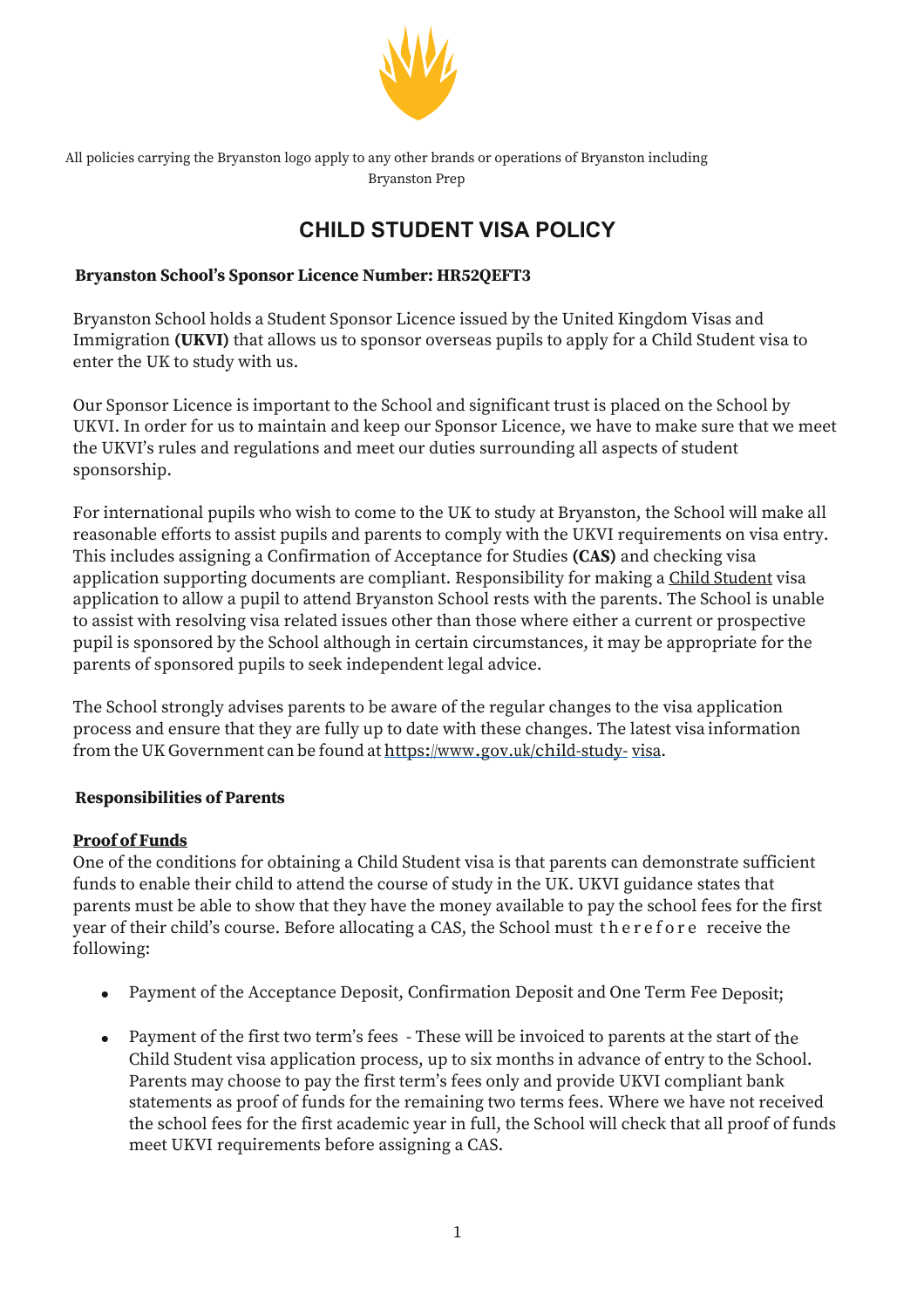All policies carrying the Bryanston logo apply to any other brands or operations of Bryanston including Bryanston Prep

# CHILD STUDENT VISA POLICY

**Bryanston School's Sponsor Licence Number: HR52QEFT3**

Bryanston School holds a Student Sponsor Licence issued by the United Kingdom Visas and Immigration **(UKVI)** that allows us to sponsor overseas pupils to apply for a Child Student visa to enter the UK to study with us.

Our Sponsor Licence is important to the School and significant trust is placed on the School by UKVI. In order for us to maintain and keep our Sponsor Licence, we have to make sure that we meet the UKVI's rules and regulations and meet our duties surrounding all aspects of student sponsorship.

For international pupils who wish to come to the UK to study at Bryanston, the School will make all reasonable efforts to assist pupils and parents to comply with the UKVI requirements on visa entry. This includes assigning a Confirmation of Acceptance for Studies **(CAS)** and checking visa application supporting documents are compliant. Responsibility for making a Child Student visa application to allow a pupil to attend Bryanston School rests with the parents. The School is unable to assist with resolving visa related issues other than those where either a current or prospective pupil is sponsored by the School although in certain circumstances, it may be appropriate for the parents of sponsored pupils to seek independent legal advice.

The School strongly advises parents to be aware of the regular changes to the visa application process and ensure that they are fully up to date with these changes. The latest visa information from the UK Government can be found at https://www.gov.uk/child-study-visa.

**Responsibilities of Parents**

**Proof of Funds**

One of the conditions for obtaining a Child Student visa is that parents can demonstrate sufficient funds to enable their child to attend the course of study in the UK. UKVI guidance states that parents must be able to show that they have the money available to pay the school fees for the first year of their child's course. Before allocating a CAS, the School must therefore receive the following:

- Payment of the Acceptance Deposit, Confirmation Deposit and One Term Fee Deposit;
- Payment of the first two term's fees - These will be invoiced to parents at the start of the Child Student visa application process, up to six months in advance of entry to the School. Parents may choose to pay the first term's fees only and provide UKVI compliant bank statements as proof of funds for the remaining two terms fees. Where we have not received the school fees for the first academic year in full, the School will check that all proof of funds meet UKVI requirements before assigning a CAS.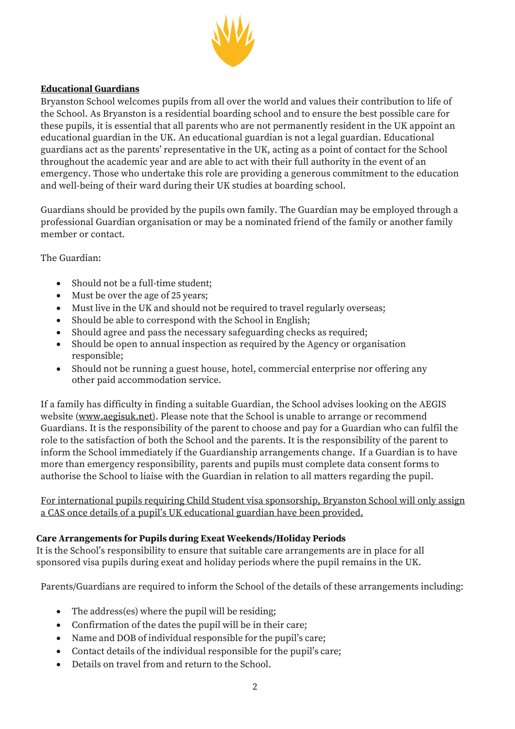**Educational Guardians**

Bryanston School welcomes pupils from all over the world and values their contribution to life of the School. As Bryanston is a residential boarding school and to ensure the best possible care for these pupils, it is essential that all parents who are not permanently resident in the UK appoint an educational guardian in the UK. An educational guardian is not a legal guardian. Educational guardians act as the parents' representative in the UK, acting as a point of contact for the School throughout the academic year and are able to act with their full authority in the event of an emergency. Those who undertake this role are providing a generous commitment to the education and well-being of their ward during their UK studies at boarding school.

Guardians should be provided by the pupils own family. The Guardian may be employed through a professional Guardian organisation or may be a nominated friend of the family or another family member or contact.

The Guardian:

- Should not be a full-time student;
- Must be over the age of 25 years;
- Must live in the UK and should not be required to travel regularly overseas;
- Should be able to correspond with the School in English;
- Should agree and pass the necessary safeguarding checks as required;
- Should be open to annual inspection as required by the Agency or organisation responsible;
- Should not be running a guest house, hotel, commercial enterprise nor offering any other paid accommodation service.

If a family has difficulty in finding a suitable Guardian, the School advises looking on the AEGIS website (www.aegisuk.net). Please note that the School is unable to arrange or recommend Guardians. It is the responsibility of the parent to choose and pay for a Guardian who can fulfil the role to the satisfaction of both the School and the parents. It is the responsibility of the parent to inform the School immediately if the Guardianship arrangements change. If a Guardian is to have more than emergency responsibility, parents and pupils must complete data consent forms to authorise the School to liaise with the Guardian in relation to all matters regarding the pupil.

<u>For international pupils requiring Child Student visa sponsorship, Bryanston School will only assign a CAS once details of a pupil's UK educational guardian have been provided.</u>

**Care Arrangements for Pupils during Exeat Weekends/Holiday Periods**

It is the School's responsibility to ensure that suitable care arrangements are in place for all sponsored visa pupils during exeat and holiday periods where the pupil remains in the UK.

Parents/Guardians are required to inform the School of the details of these arrangements including:

- The address(es) where the pupil will be residing;
- Confirmation of the dates the pupil will be in their care;
- Name and DOB of individual responsible for the pupil's care;
- Contact details of the individual responsible for the pupil's care;
- Details on travel from and return to the School.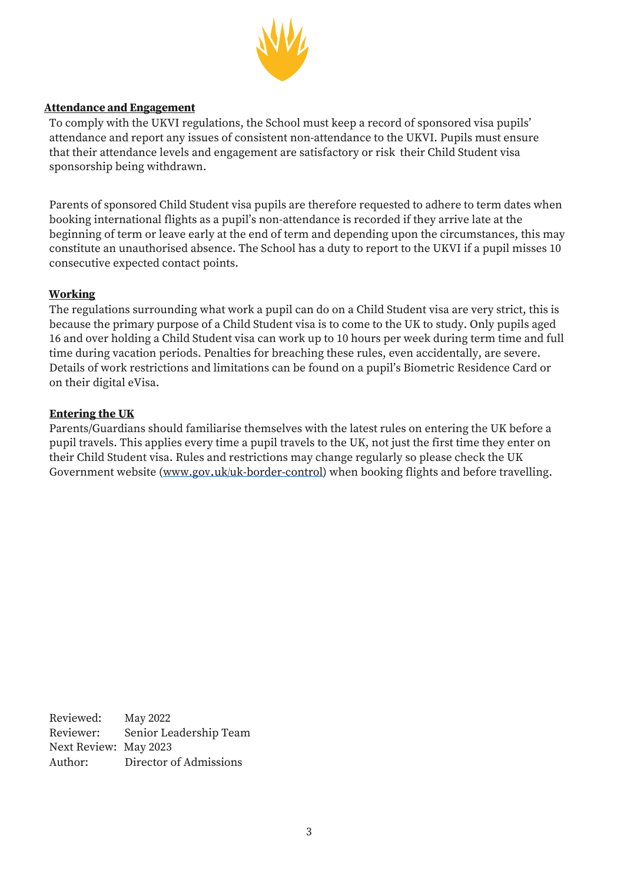**Attendance and Engagement**

To comply with the UKVI regulations, the School must keep a record of sponsored visa pupils' attendance and report any issues of consistent non-attendance to the UKVI. Pupils must ensure that their attendance levels and engagement are satisfactory or risk their Child Student visa sponsorship being withdrawn.

Parents of sponsored Child Student visa pupils are therefore requested to adhere to term dates when booking international flights as a pupil's non-attendance is recorded if they arrive late at the beginning of term or leave early at the end of term and depending upon the circumstances, this may constitute an unauthorised absence. The School has a duty to report to the UKVI if a pupil misses 10 consecutive expected contact points.

**Working**

The regulations surrounding what work a pupil can do on a Child Student visa are very strict, this is because the primary purpose of a Child Student visa is to come to the UK to study. Only pupils aged 16 and over holding a Child Student visa can work up to 10 hours per week during term time and full time during vacation periods. Penalties for breaching these rules, even accidentally, are severe. Details of work restrictions and limitations can be found on a pupil's Biometric Residence Card or on their digital eVisa.

**Entering the UK**

Parents/Guardians should familiarise themselves with the latest rules on entering the UK before a pupil travels. This applies every time a pupil travels to the UK, not just the first time they enter on their Child Student visa. Rules and restrictions may change regularly so please check the UK Government website (www.gov.uk/uk-border-control) when booking flights and before travelling.

| | |
|---|---|
| Reviewed: | May 2022 |
| Reviewer: | Senior Leadership Team |
| Next Review: | May 2023 |
| Author: | Director of Admissions |